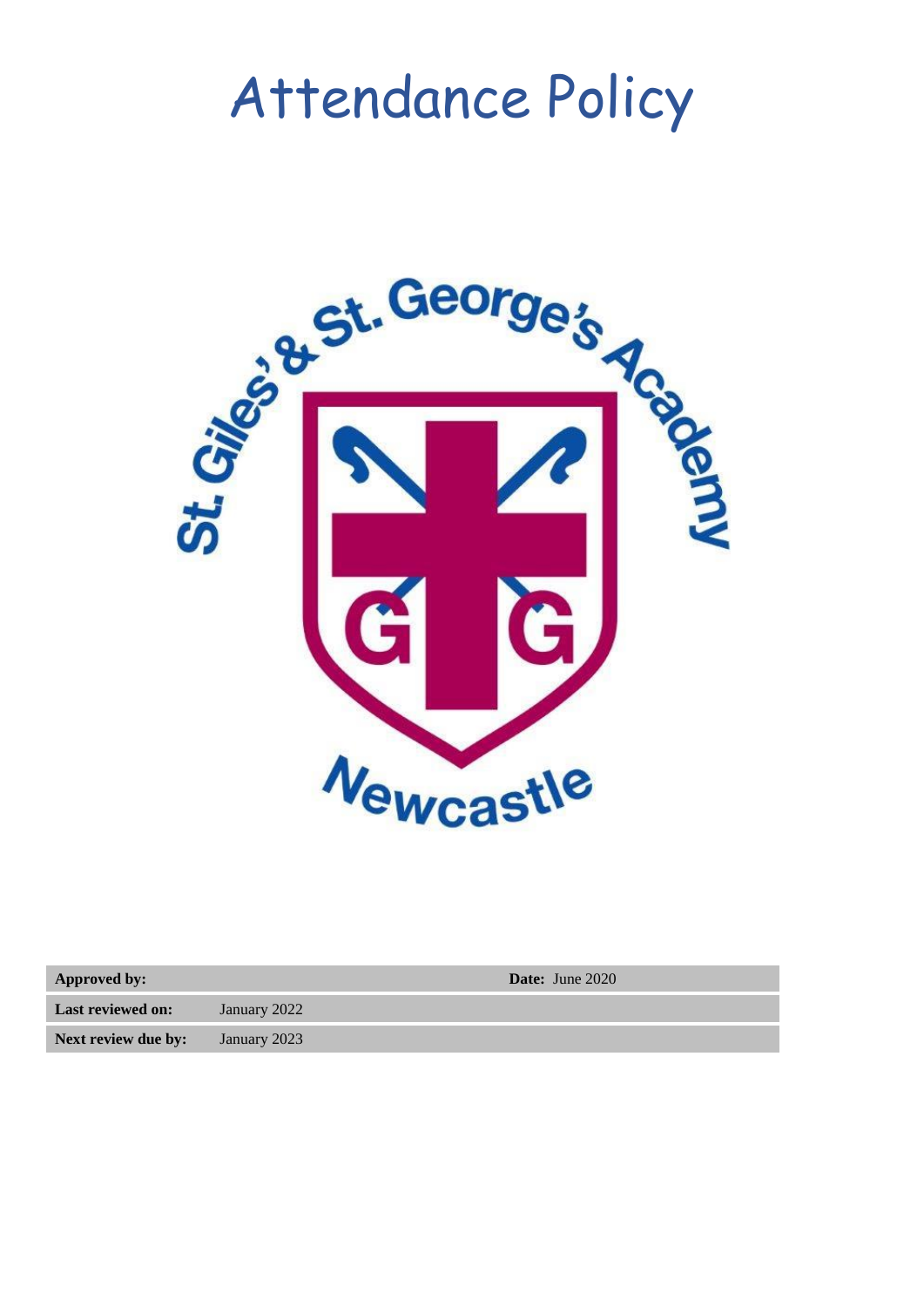# Attendance Policy

St. Giles' & St. George's Academy

Newcastle

| **Approved by:** | | **Date:** June 2020 |
|---|---|---|
| **Last reviewed on:** | January 2022 | |
| **Next review due by:** | January 2023 | |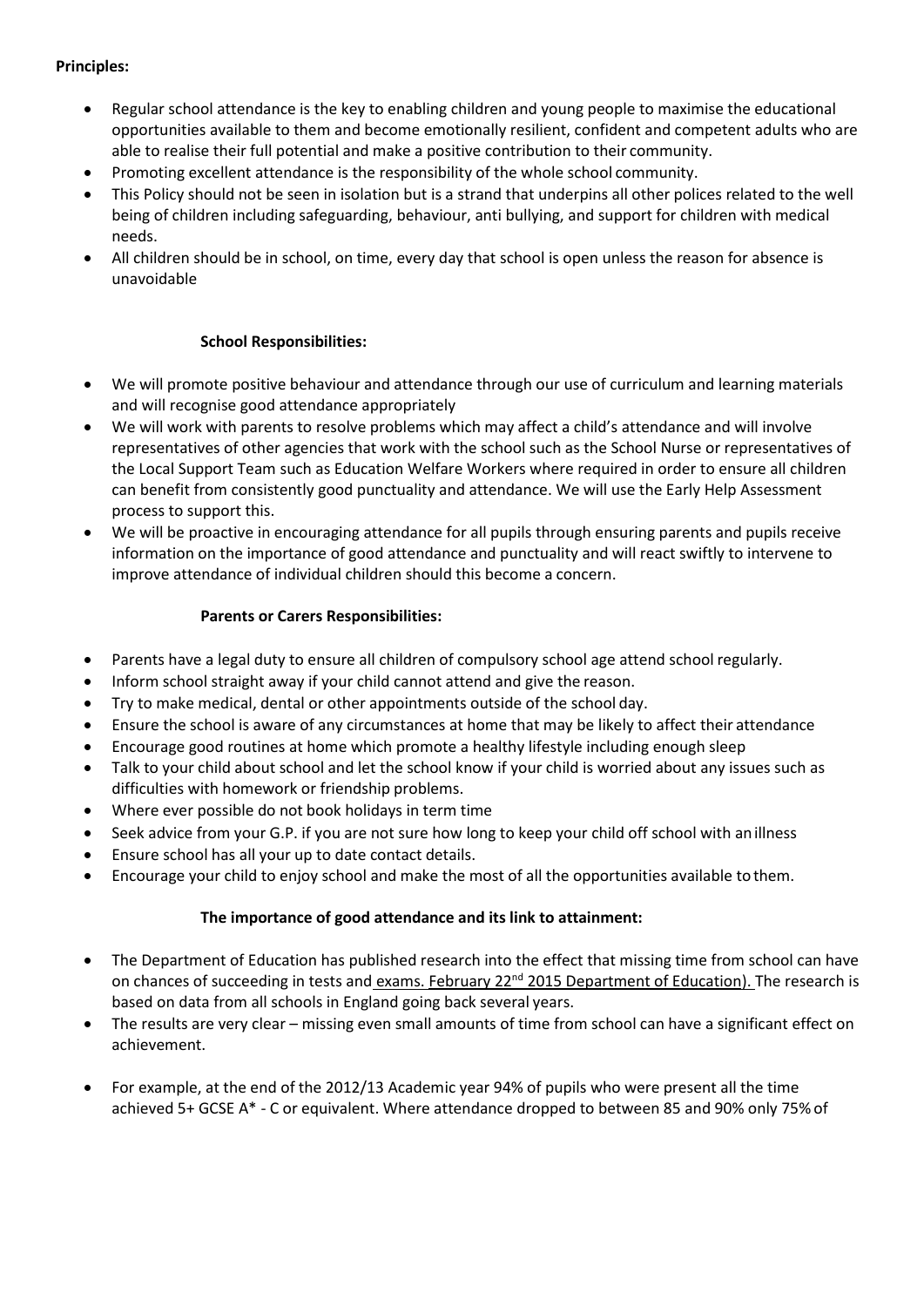**Principles:**

- Regular school attendance is the key to enabling children and young people to maximise the educational opportunities available to them and become emotionally resilient, confident and competent adults who are able to realise their full potential and make a positive contribution to their community.
- Promoting excellent attendance is the responsibility of the whole school community.
- This Policy should not be seen in isolation but is a strand that underpins all other polices related to the well being of children including safeguarding, behaviour, anti bullying, and support for children with medical needs.
- All children should be in school, on time, every day that school is open unless the reason for absence is unavoidable

**School Responsibilities:**

- We will promote positive behaviour and attendance through our use of curriculum and learning materials and will recognise good attendance appropriately
- We will work with parents to resolve problems which may affect a child's attendance and will involve representatives of other agencies that work with the school such as the School Nurse or representatives of the Local Support Team such as Education Welfare Workers where required in order to ensure all children can benefit from consistently good punctuality and attendance. We will use the Early Help Assessment process to support this.
- We will be proactive in encouraging attendance for all pupils through ensuring parents and pupils receive information on the importance of good attendance and punctuality and will react swiftly to intervene to improve attendance of individual children should this become a concern.

**Parents or Carers Responsibilities:**

- Parents have a legal duty to ensure all children of compulsory school age attend school regularly.
- Inform school straight away if your child cannot attend and give the reason.
- Try to make medical, dental or other appointments outside of the school day.
- Ensure the school is aware of any circumstances at home that may be likely to affect their attendance
- Encourage good routines at home which promote a healthy lifestyle including enough sleep
- Talk to your child about school and let the school know if your child is worried about any issues such as difficulties with homework or friendship problems.
- Where ever possible do not book holidays in term time
- Seek advice from your G.P. if you are not sure how long to keep your child off school with an illness
- Ensure school has all your up to date contact details.
- Encourage your child to enjoy school and make the most of all the opportunities available to them.

**The importance of good attendance and its link to attainment:**

- The Department of Education has published research into the effect that missing time from school can have on chances of succeeding in tests and exams. February 22nd 2015 Department of Education). The research is based on data from all schools in England going back several years.
- The results are very clear – missing even small amounts of time from school can have a significant effect on achievement.
- For example, at the end of the 2012/13 Academic year 94% of pupils who were present all the time achieved 5+ GCSE A* - C or equivalent. Where attendance dropped to between 85 and 90% only 75% of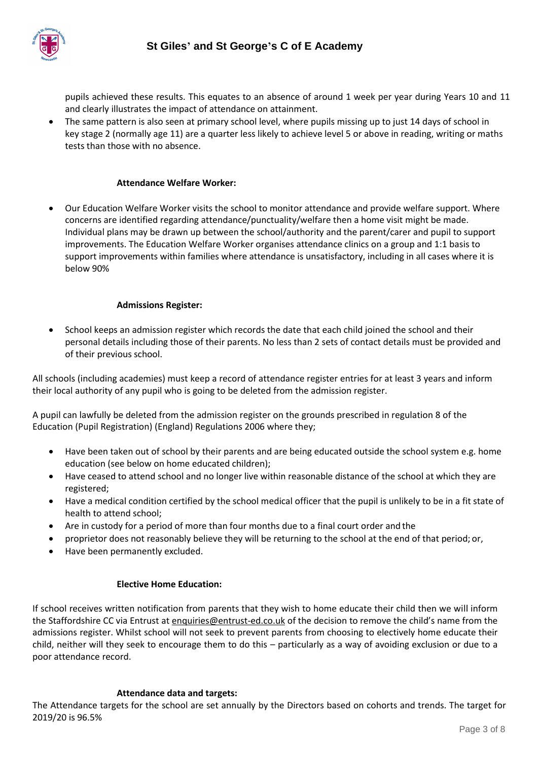pupils achieved these results. This equates to an absence of around 1 week per year during Years 10 and 11 and clearly illustrates the impact of attendance on attainment.

- The same pattern is also seen at primary school level, where pupils missing up to just 14 days of school in key stage 2 (normally age 11) are a quarter less likely to achieve level 5 or above in reading, writing or maths tests than those with no absence.

**Attendance Welfare Worker:**

- Our Education Welfare Worker visits the school to monitor attendance and provide welfare support. Where concerns are identified regarding attendance/punctuality/welfare then a home visit might be made. Individual plans may be drawn up between the school/authority and the parent/carer and pupil to support improvements. The Education Welfare Worker organises attendance clinics on a group and 1:1 basis to support improvements within families where attendance is unsatisfactory, including in all cases where it is below 90%

**Admissions Register:**

- School keeps an admission register which records the date that each child joined the school and their personal details including those of their parents. No less than 2 sets of contact details must be provided and of their previous school.

All schools (including academies) must keep a record of attendance register entries for at least 3 years and inform their local authority of any pupil who is going to be deleted from the admission register.

A pupil can lawfully be deleted from the admission register on the grounds prescribed in regulation 8 of the Education (Pupil Registration) (England) Regulations 2006 where they;

- Have been taken out of school by their parents and are being educated outside the school system e.g. home education (see below on home educated children);
- Have ceased to attend school and no longer live within reasonable distance of the school at which they are registered;
- Have a medical condition certified by the school medical officer that the pupil is unlikely to be in a fit state of health to attend school;
- Are in custody for a period of more than four months due to a final court order and the
- proprietor does not reasonably believe they will be returning to the school at the end of that period; or,
- Have been permanently excluded.

**Elective Home Education:**

If school receives written notification from parents that they wish to home educate their child then we will inform the Staffordshire CC via Entrust at enquiries@entrust-ed.co.uk of the decision to remove the child's name from the admissions register. Whilst school will not seek to prevent parents from choosing to electively home educate their child, neither will they seek to encourage them to do this – particularly as a way of avoiding exclusion or due to a poor attendance record.

**Attendance data and targets:**

The Attendance targets for the school are set annually by the Directors based on cohorts and trends. The target for 2019/20 is 96.5%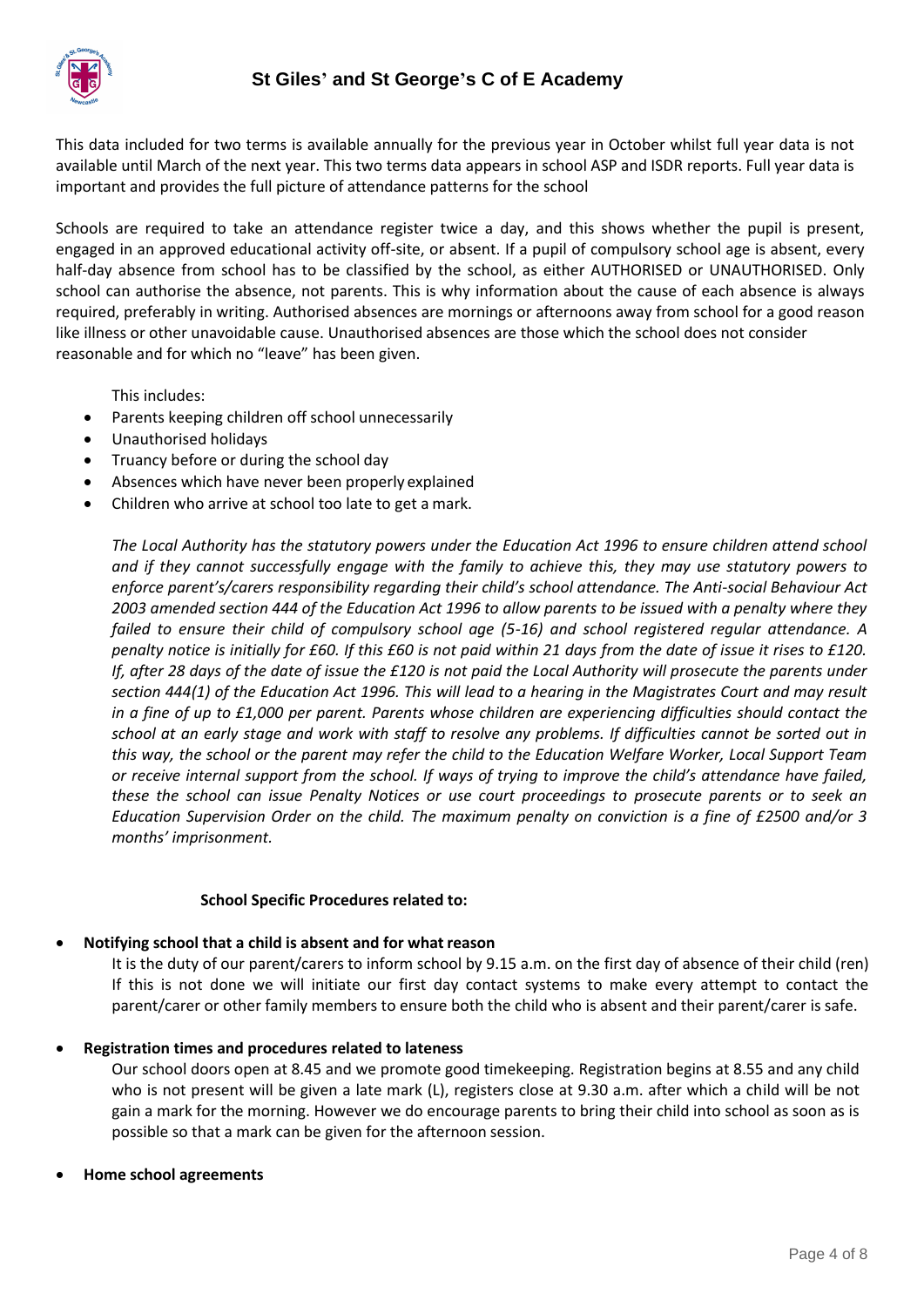This data included for two terms is available annually for the previous year in October whilst full year data is not available until March of the next year. This two terms data appears in school ASP and ISDR reports. Full year data is important and provides the full picture of attendance patterns for the school

Schools are required to take an attendance register twice a day, and this shows whether the pupil is present, engaged in an approved educational activity off-site, or absent. If a pupil of compulsory school age is absent, every half-day absence from school has to be classified by the school, as either AUTHORISED or UNAUTHORISED. Only school can authorise the absence, not parents. This is why information about the cause of each absence is always required, preferably in writing. Authorised absences are mornings or afternoons away from school for a good reason like illness or other unavoidable cause. Unauthorised absences are those which the school does not consider reasonable and for which no "leave" has been given.

This includes:

- Parents keeping children off school unnecessarily
- Unauthorised holidays
- Truancy before or during the school day
- Absences which have never been properly explained
- Children who arrive at school too late to get a mark.

*The Local Authority has the statutory powers under the Education Act 1996 to ensure children attend school and if they cannot successfully engage with the family to achieve this, they may use statutory powers to enforce parent's/carers responsibility regarding their child's school attendance. The Anti-social Behaviour Act 2003 amended section 444 of the Education Act 1996 to allow parents to be issued with a penalty where they failed to ensure their child of compulsory school age (5-16) and school registered regular attendance. A penalty notice is initially for £60. If this £60 is not paid within 21 days from the date of issue it rises to £120. If, after 28 days of the date of issue the £120 is not paid the Local Authority will prosecute the parents under section 444(1) of the Education Act 1996. This will lead to a hearing in the Magistrates Court and may result in a fine of up to £1,000 per parent. Parents whose children are experiencing difficulties should contact the school at an early stage and work with staff to resolve any problems. If difficulties cannot be sorted out in this way, the school or the parent may refer the child to the Education Welfare Worker, Local Support Team or receive internal support from the school. If ways of trying to improve the child's attendance have failed, these the school can issue Penalty Notices or use court proceedings to prosecute parents or to seek an Education Supervision Order on the child. The maximum penalty on conviction is a fine of £2500 and/or 3 months' imprisonment.*

**School Specific Procedures related to:**

- **Notifying school that a child is absent and for what reason**

  It is the duty of our parent/carers to inform school by 9.15 a.m. on the first day of absence of their child (ren) If this is not done we will initiate our first day contact systems to make every attempt to contact the parent/carer or other family members to ensure both the child who is absent and their parent/carer is safe.

- **Registration times and procedures related to lateness**

  Our school doors open at 8.45 and we promote good timekeeping. Registration begins at 8.55 and any child who is not present will be given a late mark (L), registers close at 9.30 a.m. after which a child will be not gain a mark for the morning. However we do encourage parents to bring their child into school as soon as is possible so that a mark can be given for the afternoon session.

- **Home school agreements**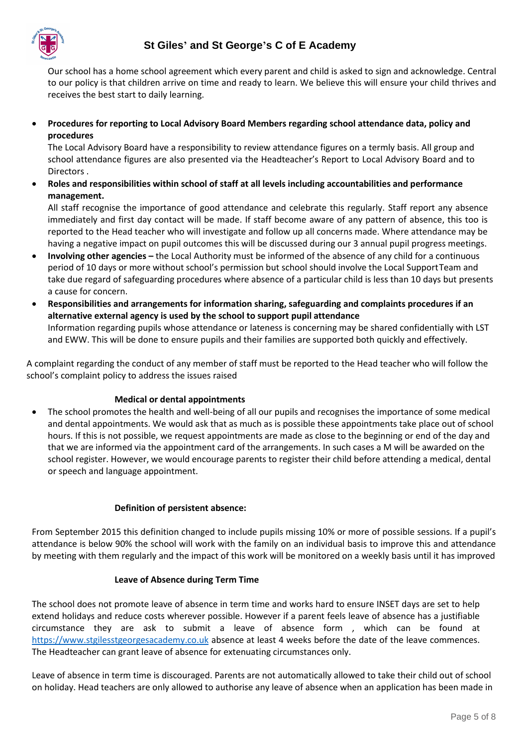Our school has a home school agreement which every parent and child is asked to sign and acknowledge. Central to our policy is that children arrive on time and ready to learn. We believe this will ensure your child thrives and receives the best start to daily learning.

- **Procedures for reporting to Local Advisory Board Members regarding school attendance data, policy and procedures**
  The Local Advisory Board have a responsibility to review attendance figures on a termly basis. All group and school attendance figures are also presented via the Headteacher's Report to Local Advisory Board and to Directors .
- **Roles and responsibilities within school of staff at all levels including accountabilities and performance management.**
  All staff recognise the importance of good attendance and celebrate this regularly. Staff report any absence immediately and first day contact will be made. If staff become aware of any pattern of absence, this too is reported to the Head teacher who will investigate and follow up all concerns made. Where attendance may be having a negative impact on pupil outcomes this will be discussed during our 3 annual pupil progress meetings.
- **Involving other agencies –** the Local Authority must be informed of the absence of any child for a continuous period of 10 days or more without school's permission but school should involve the Local Support Team and take due regard of safeguarding procedures where absence of a particular child is less than 10 days but presents a cause for concern.
- **Responsibilities and arrangements for information sharing, safeguarding and complaints procedures if an alternative external agency is used by the school to support pupil attendance**
  Information regarding pupils whose attendance or lateness is concerning may be shared confidentially with LST and EWW. This will be done to ensure pupils and their families are supported both quickly and effectively.

A complaint regarding the conduct of any member of staff must be reported to the Head teacher who will follow the school's complaint policy to address the issues raised

**Medical or dental appointments**

- The school promotes the health and well-being of all our pupils and recognises the importance of some medical and dental appointments. We would ask that as much as is possible these appointments take place out of school hours. If this is not possible, we request appointments are made as close to the beginning or end of the day and that we are informed via the appointment card of the arrangements. In such cases a M will be awarded on the school register. However, we would encourage parents to register their child before attending a medical, dental or speech and language appointment.

**Definition of persistent absence:**

From September 2015 this definition changed to include pupils missing 10% or more of possible sessions. If a pupil's attendance is below 90% the school will work with the family on an individual basis to improve this and attendance by meeting with them regularly and the impact of this work will be monitored on a weekly basis until it has improved

**Leave of Absence during Term Time**

The school does not promote leave of absence in term time and works hard to ensure INSET days are set to help extend holidays and reduce costs wherever possible. However if a parent feels leave of absence has a justifiable circumstance they are ask to submit a leave of absence form , which can be found at https://www.stgilesstgeorgesacademy.co.uk absence at least 4 weeks before the date of the leave commences. The Headteacher can grant leave of absence for extenuating circumstances only.

Leave of absence in term time is discouraged. Parents are not automatically allowed to take their child out of school on holiday. Head teachers are only allowed to authorise any leave of absence when an application has been made in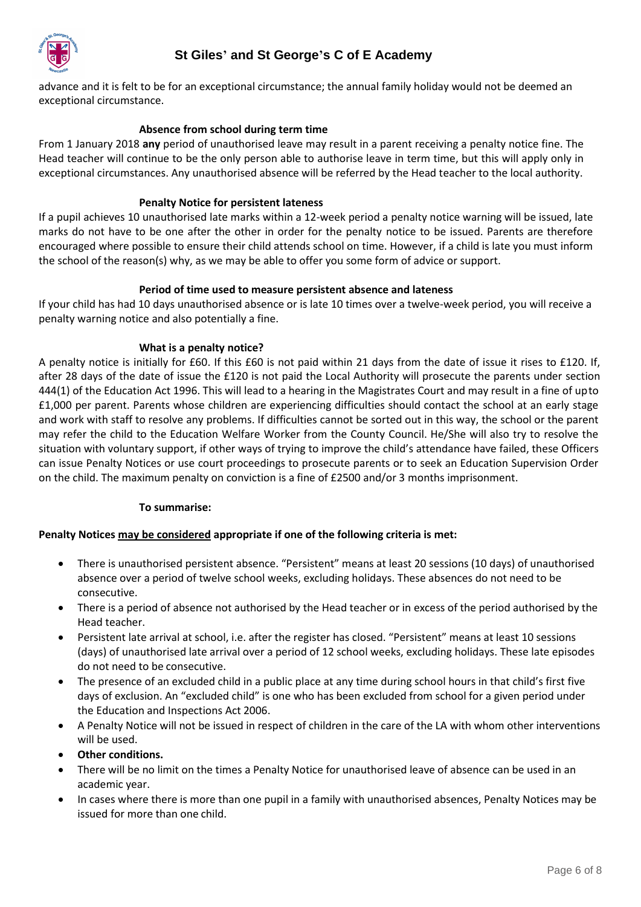advance and it is felt to be for an exceptional circumstance; the annual family holiday would not be deemed an exceptional circumstance.

### Absence from school during term time

From 1 January 2018 **any** period of unauthorised leave may result in a parent receiving a penalty notice fine. The Head teacher will continue to be the only person able to authorise leave in term time, but this will apply only in exceptional circumstances. Any unauthorised absence will be referred by the Head teacher to the local authority.

### Penalty Notice for persistent lateness

If a pupil achieves 10 unauthorised late marks within a 12-week period a penalty notice warning will be issued, late marks do not have to be one after the other in order for the penalty notice to be issued. Parents are therefore encouraged where possible to ensure their child attends school on time. However, if a child is late you must inform the school of the reason(s) why, as we may be able to offer you some form of advice or support.

### Period of time used to measure persistent absence and lateness

If your child has had 10 days unauthorised absence or is late 10 times over a twelve-week period, you will receive a penalty warning notice and also potentially a fine.

### What is a penalty notice?

A penalty notice is initially for £60. If this £60 is not paid within 21 days from the date of issue it rises to £120. If, after 28 days of the date of issue the £120 is not paid the Local Authority will prosecute the parents under section 444(1) of the Education Act 1996. This will lead to a hearing in the Magistrates Court and may result in a fine of upto £1,000 per parent. Parents whose children are experiencing difficulties should contact the school at an early stage and work with staff to resolve any problems. If difficulties cannot be sorted out in this way, the school or the parent may refer the child to the Education Welfare Worker from the County Council. He/She will also try to resolve the situation with voluntary support, if other ways of trying to improve the child's attendance have failed, these Officers can issue Penalty Notices or use court proceedings to prosecute parents or to seek an Education Supervision Order on the child. The maximum penalty on conviction is a fine of £2500 and/or 3 months imprisonment.

### To summarise:

**Penalty Notices may be considered appropriate if one of the following criteria is met:**

- There is unauthorised persistent absence. "Persistent" means at least 20 sessions (10 days) of unauthorised absence over a period of twelve school weeks, excluding holidays. These absences do not need to be consecutive.
- There is a period of absence not authorised by the Head teacher or in excess of the period authorised by the Head teacher.
- Persistent late arrival at school, i.e. after the register has closed. "Persistent" means at least 10 sessions (days) of unauthorised late arrival over a period of 12 school weeks, excluding holidays. These late episodes do not need to be consecutive.
- The presence of an excluded child in a public place at any time during school hours in that child's first five days of exclusion. An "excluded child" is one who has been excluded from school for a given period under the Education and Inspections Act 2006.
- A Penalty Notice will not be issued in respect of children in the care of the LA with whom other interventions will be used.
- **Other conditions.**
- There will be no limit on the times a Penalty Notice for unauthorised leave of absence can be used in an academic year.
- In cases where there is more than one pupil in a family with unauthorised absences, Penalty Notices may be issued for more than one child.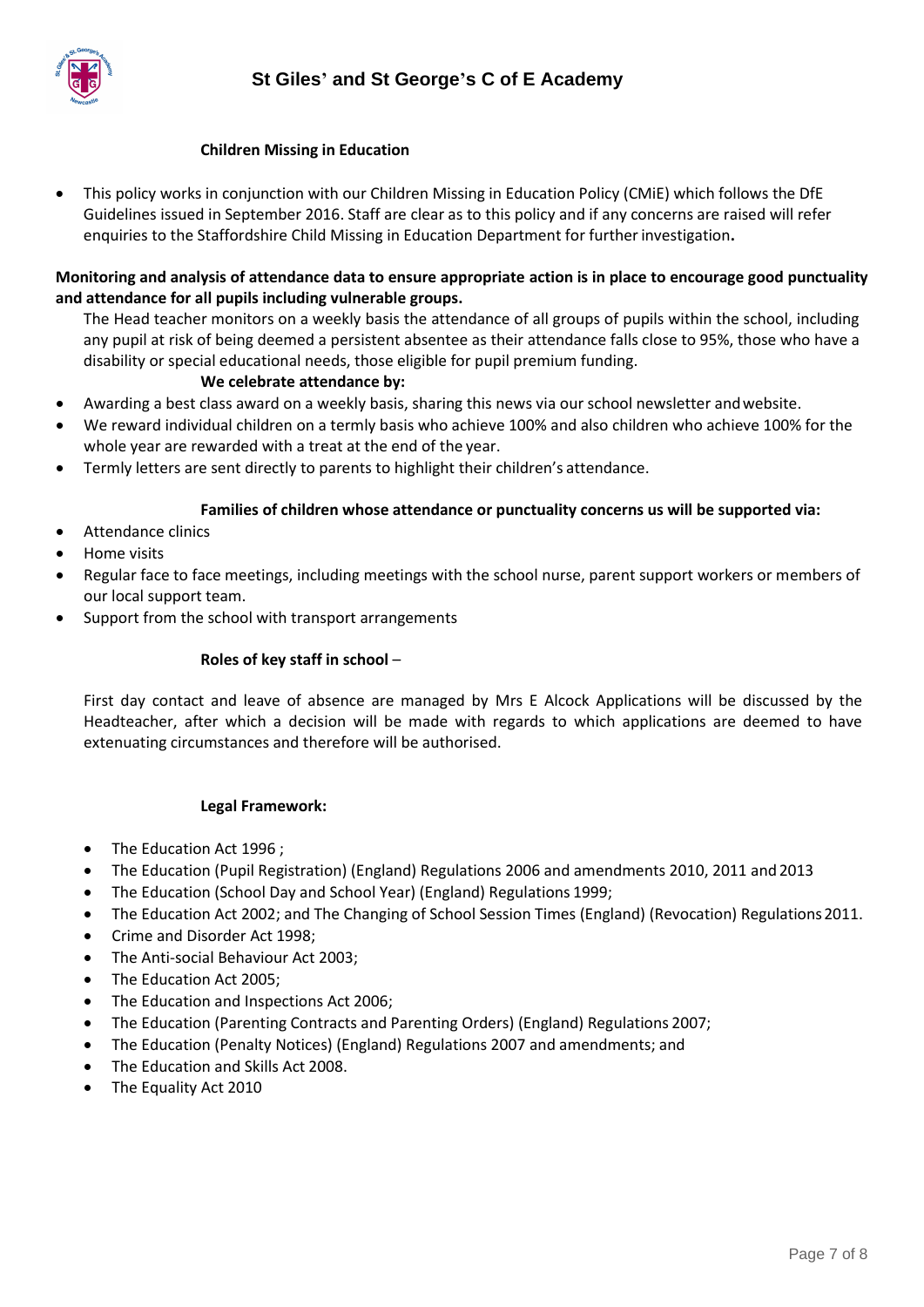### Children Missing in Education

- This policy works in conjunction with our Children Missing in Education Policy (CMiE) which follows the DfE Guidelines issued in September 2016. Staff are clear as to this policy and if any concerns are raised will refer enquiries to the Staffordshire Child Missing in Education Department for further investigation**.**

**Monitoring and analysis of attendance data to ensure appropriate action is in place to encourage good punctuality and attendance for all pupils including vulnerable groups.**

The Head teacher monitors on a weekly basis the attendance of all groups of pupils within the school, including any pupil at risk of being deemed a persistent absentee as their attendance falls close to 95%, those who have a disability or special educational needs, those eligible for pupil premium funding.

**We celebrate attendance by:**

- Awarding a best class award on a weekly basis, sharing this news via our school newsletter and website.
- We reward individual children on a termly basis who achieve 100% and also children who achieve 100% for the whole year are rewarded with a treat at the end of the year.
- Termly letters are sent directly to parents to highlight their children's attendance.

**Families of children whose attendance or punctuality concerns us will be supported via:**

- Attendance clinics
- Home visits
- Regular face to face meetings, including meetings with the school nurse, parent support workers or members of our local support team.
- Support from the school with transport arrangements

**Roles of key staff in school** –

First day contact and leave of absence are managed by Mrs E Alcock Applications will be discussed by the Headteacher, after which a decision will be made with regards to which applications are deemed to have extenuating circumstances and therefore will be authorised.

**Legal Framework:**

- The Education Act 1996 ;
- The Education (Pupil Registration) (England) Regulations 2006 and amendments 2010, 2011 and 2013
- The Education (School Day and School Year) (England) Regulations 1999;
- The Education Act 2002; and The Changing of School Session Times (England) (Revocation) Regulations 2011.
- Crime and Disorder Act 1998;
- The Anti-social Behaviour Act 2003;
- The Education Act 2005;
- The Education and Inspections Act 2006;
- The Education (Parenting Contracts and Parenting Orders) (England) Regulations 2007;
- The Education (Penalty Notices) (England) Regulations 2007 and amendments; and
- The Education and Skills Act 2008.
- The Equality Act 2010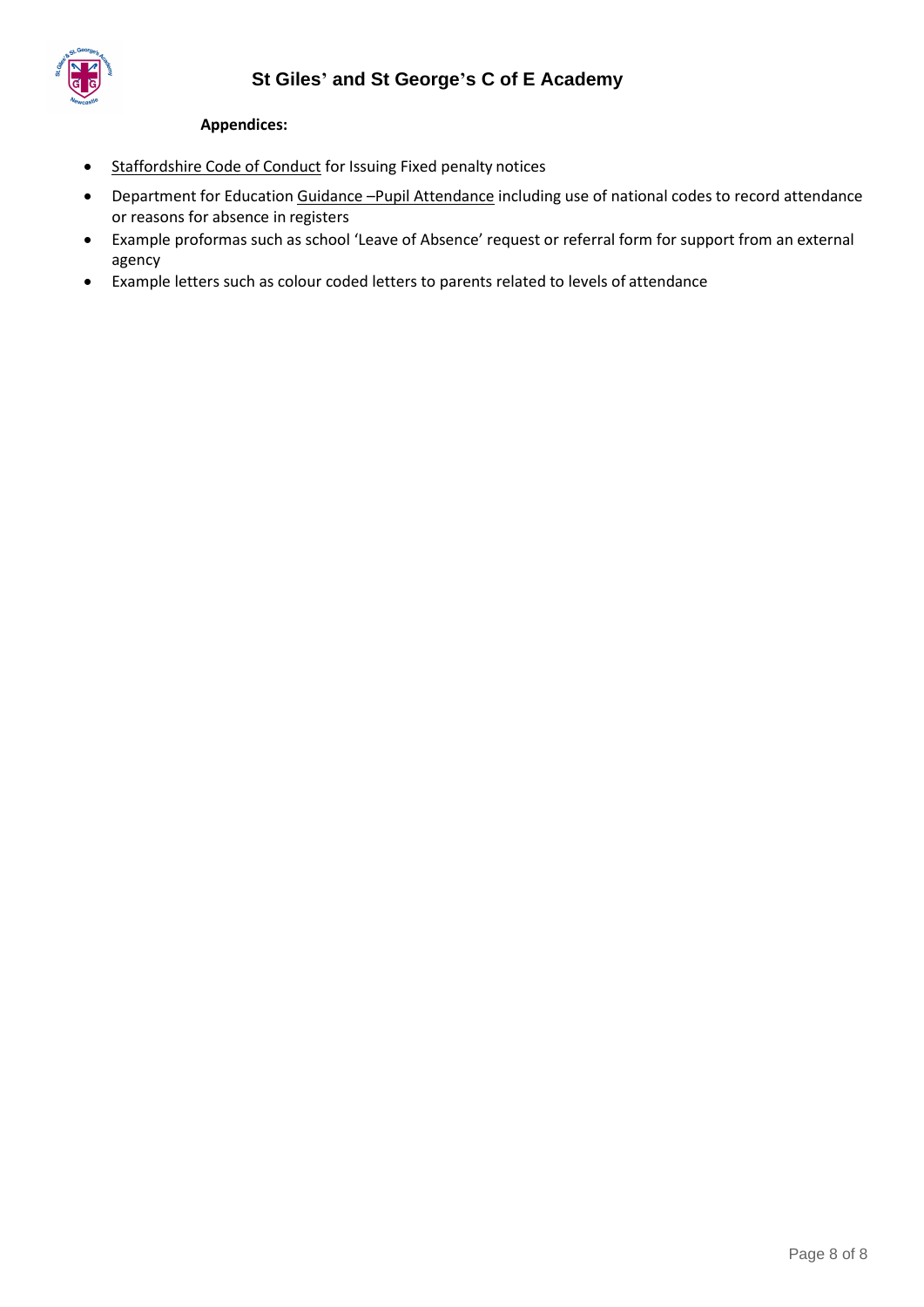**Appendices:**

- Staffordshire Code of Conduct for Issuing Fixed penalty notices
- Department for Education Guidance –Pupil Attendance including use of national codes to record attendance or reasons for absence in registers
- Example proformas such as school 'Leave of Absence' request or referral form for support from an external agency
- Example letters such as colour coded letters to parents related to levels of attendance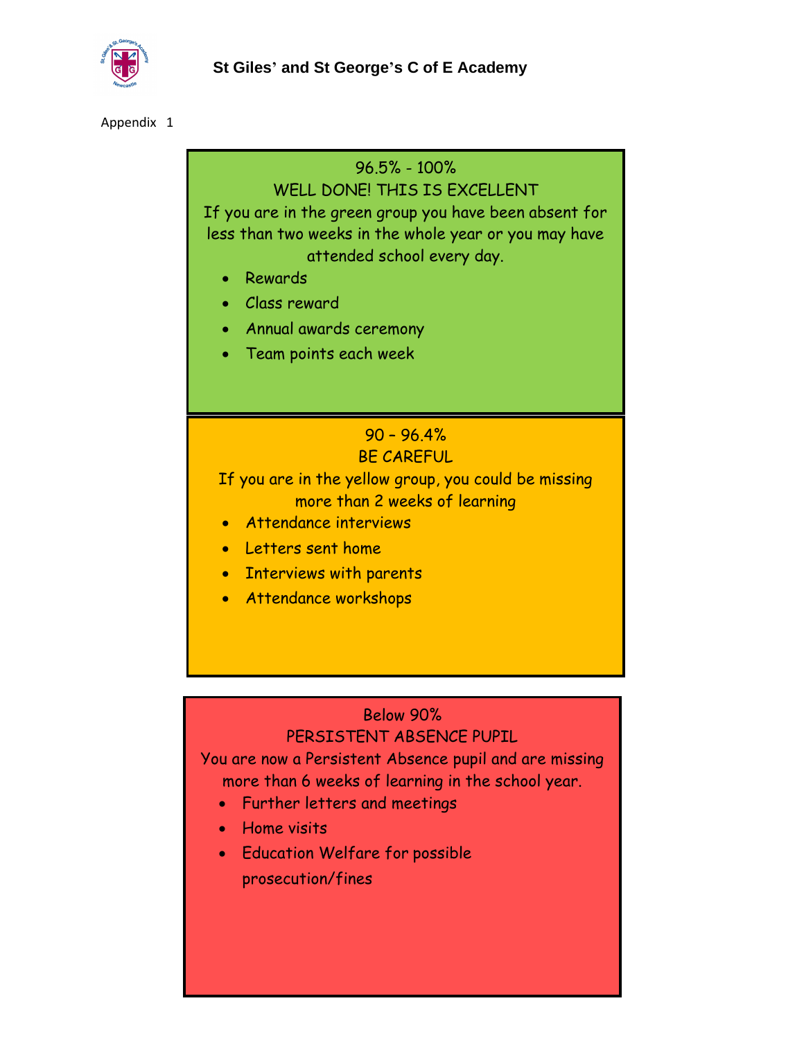St Giles' and St George's C of E Academy

Appendix 1

96.5% - 100%

WELL DONE! THIS IS EXCELLENT

If you are in the green group you have been absent for less than two weeks in the whole year or you may have attended school every day.

- Rewards
- Class reward
- Annual awards ceremony
- Team points each week

90 – 96.4%

BE CAREFUL

If you are in the yellow group, you could be missing more than 2 weeks of learning

- Attendance interviews
- Letters sent home
- Interviews with parents
- Attendance workshops

Below 90%

PERSISTENT ABSENCE PUPIL

You are now a Persistent Absence pupil and are missing more than 6 weeks of learning in the school year.

- Further letters and meetings
- Home visits
- Education Welfare for possible prosecution/fines